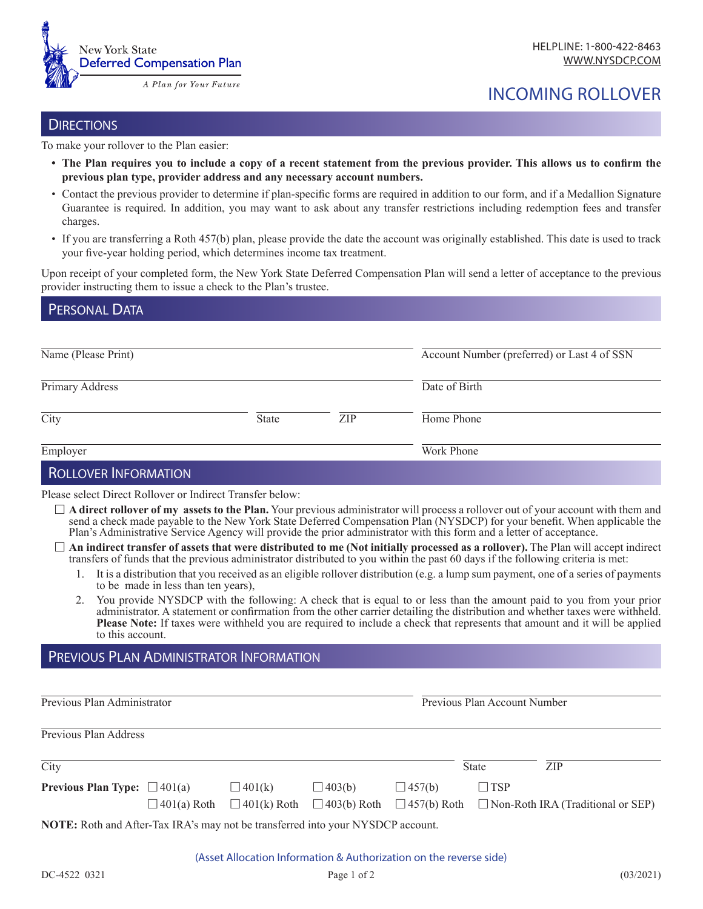New York State
Deferred Compensation Plan

*A Plan for Your Future*

HELPLINE: 1-800-422-8463
WWW.NYSDCP.COM

# INCOMING ROLLOVER

## DIRECTIONS

To make your rollover to the Plan easier:

- **The Plan requires you to include a copy of a recent statement from the previous provider. This allows us to confirm the previous plan type, provider address and any necessary account numbers.**
- Contact the previous provider to determine if plan-specific forms are required in addition to our form, and if a Medallion Signature Guarantee is required. In addition, you may want to ask about any transfer restrictions including redemption fees and transfer charges.
- If you are transferring a Roth 457(b) plan, please provide the date the account was originally established. This date is used to track your five-year holding period, which determines income tax treatment.

Upon receipt of your completed form, the New York State Deferred Compensation Plan will send a letter of acceptance to the previous provider instructing them to issue a check to the Plan's trustee.

## PERSONAL DATA

Name (Please Print) ____________________ Account Number (preferred) or Last 4 of SSN ____________________

Primary Address ____________________ Date of Birth ____________________

City ____________ State ______ ZIP ______ Home Phone ____________________

Employer ____________________ Work Phone ____________________

## ROLLOVER INFORMATION

Please select Direct Rollover or Indirect Transfer below:

☐ **A direct rollover of my assets to the Plan.** Your previous administrator will process a rollover out of your account with them and send a check made payable to the New York State Deferred Compensation Plan (NYSDCP) for your benefit. When applicable the Plan's Administrative Service Agency will provide the prior administrator with this form and a letter of acceptance.

☐ **An indirect transfer of assets that were distributed to me (Not initially processed as a rollover).** The Plan will accept indirect transfers of funds that the previous administrator distributed to you within the past 60 days if the following criteria is met:

1. It is a distribution that you received as an eligible rollover distribution (e.g. a lump sum payment, one of a series of payments to be made in less than ten years),
2. You provide NYSDCP with the following: A check that is equal to or less than the amount paid to you from your prior administrator. A statement or confirmation from the other carrier detailing the distribution and whether taxes were withheld. **Please Note:** If taxes were withheld you are required to include a check that represents that amount and it will be applied to this account.

## PREVIOUS PLAN ADMINISTRATOR INFORMATION

Previous Plan Administrator ____________________ Previous Plan Account Number ____________________

Previous Plan Address ____________________

City ____________________ State ______ ZIP ______

**Previous Plan Type:** ☐ 401(a) ☐ 401(k) ☐ 403(b) ☐ 457(b) ☐ TSP
☐ 401(a) Roth ☐ 401(k) Roth ☐ 403(b) Roth ☐ 457(b) Roth ☐ Non-Roth IRA (Traditional or SEP)

**NOTE:** Roth and After-Tax IRA's may not be transferred into your NYSDCP account.

(Asset Allocation Information & Authorization on the reverse side)

DC-4522 0321 (03/2021)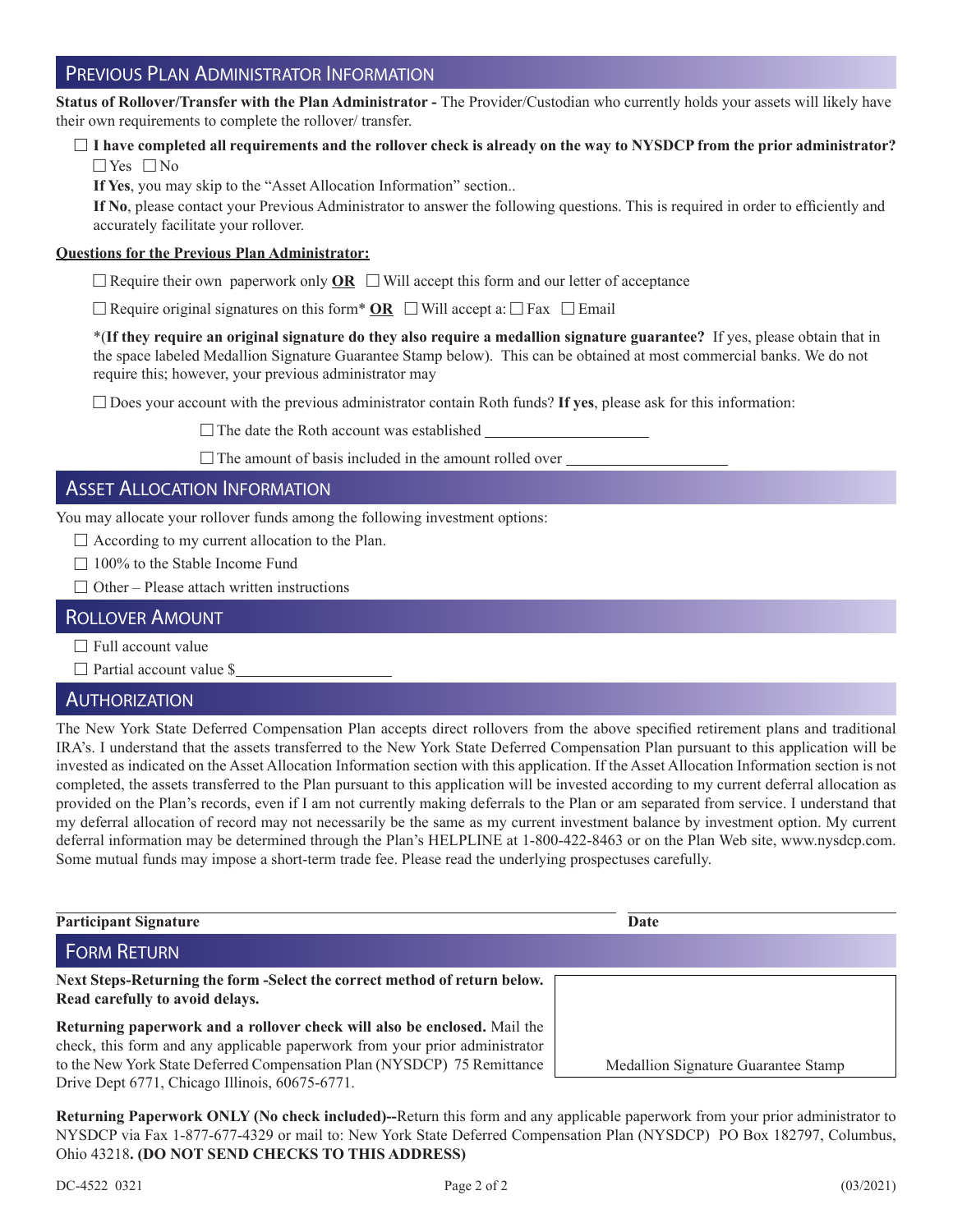## Previous Plan Administrator Information

**Status of Rollover/Transfer with the Plan Administrator -** The Provider/Custodian who currently holds your assets will likely have their own requirements to complete the rollover/ transfer.

☐ **I have completed all requirements and the rollover check is already on the way to NYSDCP from the prior administrator?**
☐ Yes ☐ No

**If Yes**, you may skip to the "Asset Allocation Information" section..

**If No**, please contact your Previous Administrator to answer the following questions. This is required in order to efficiently and accurately facilitate your rollover.

**Questions for the Previous Plan Administrator:**

☐ Require their own paperwork only **OR** ☐ Will accept this form and our letter of acceptance

☐ Require original signatures on this form* **OR** ☐ Will accept a: ☐ Fax ☐ Email

*(**If they require an original signature do they also require a medallion signature guarantee?** If yes, please obtain that in the space labeled Medallion Signature Guarantee Stamp below). This can be obtained at most commercial banks. We do not require this; however, your previous administrator may

☐ Does your account with the previous administrator contain Roth funds? **If yes**, please ask for this information:

☐ The date the Roth account was established ____________________

☐ The amount of basis included in the amount rolled over ____________________

## Asset Allocation Information

You may allocate your rollover funds among the following investment options:

☐ According to my current allocation to the Plan.

☐ 100% to the Stable Income Fund

☐ Other – Please attach written instructions

## Rollover Amount

☐ Full account value

☐ Partial account value $____________________

## Authorization

The New York State Deferred Compensation Plan accepts direct rollovers from the above specified retirement plans and traditional IRA's. I understand that the assets transferred to the New York State Deferred Compensation Plan pursuant to this application will be invested as indicated on the Asset Allocation Information section with this application. If the Asset Allocation Information section is not completed, the assets transferred to the Plan pursuant to this application will be invested according to my current deferral allocation as provided on the Plan's records, even if I am not currently making deferrals to the Plan or am separated from service. I understand that my deferral allocation of record may not necessarily be the same as my current investment balance by investment option. My current deferral information may be determined through the Plan's HELPLINE at 1-800-422-8463 or on the Plan Web site, www.nysdcp.com. Some mutual funds may impose a short-term trade fee. Please read the underlying prospectuses carefully.

**Participant Signature** ____________________ **Date** ____________________

## Form Return

**Next Steps-Returning the form -Select the correct method of return below. Read carefully to avoid delays.**

**Returning paperwork and a rollover check will also be enclosed.** Mail the check, this form and any applicable paperwork from your prior administrator to the New York State Deferred Compensation Plan (NYSDCP) 75 Remittance Drive Dept 6771, Chicago Illinois, 60675-6771.

Medallion Signature Guarantee Stamp

**Returning Paperwork ONLY (No check included)--**Return this form and any applicable paperwork from your prior administrator to NYSDCP via Fax 1-877-677-4329 or mail to: New York State Deferred Compensation Plan (NYSDCP) PO Box 182797, Columbus, Ohio 43218**. (DO NOT SEND CHECKS TO THIS ADDRESS)**

DC-4522 0321 (03/2021)